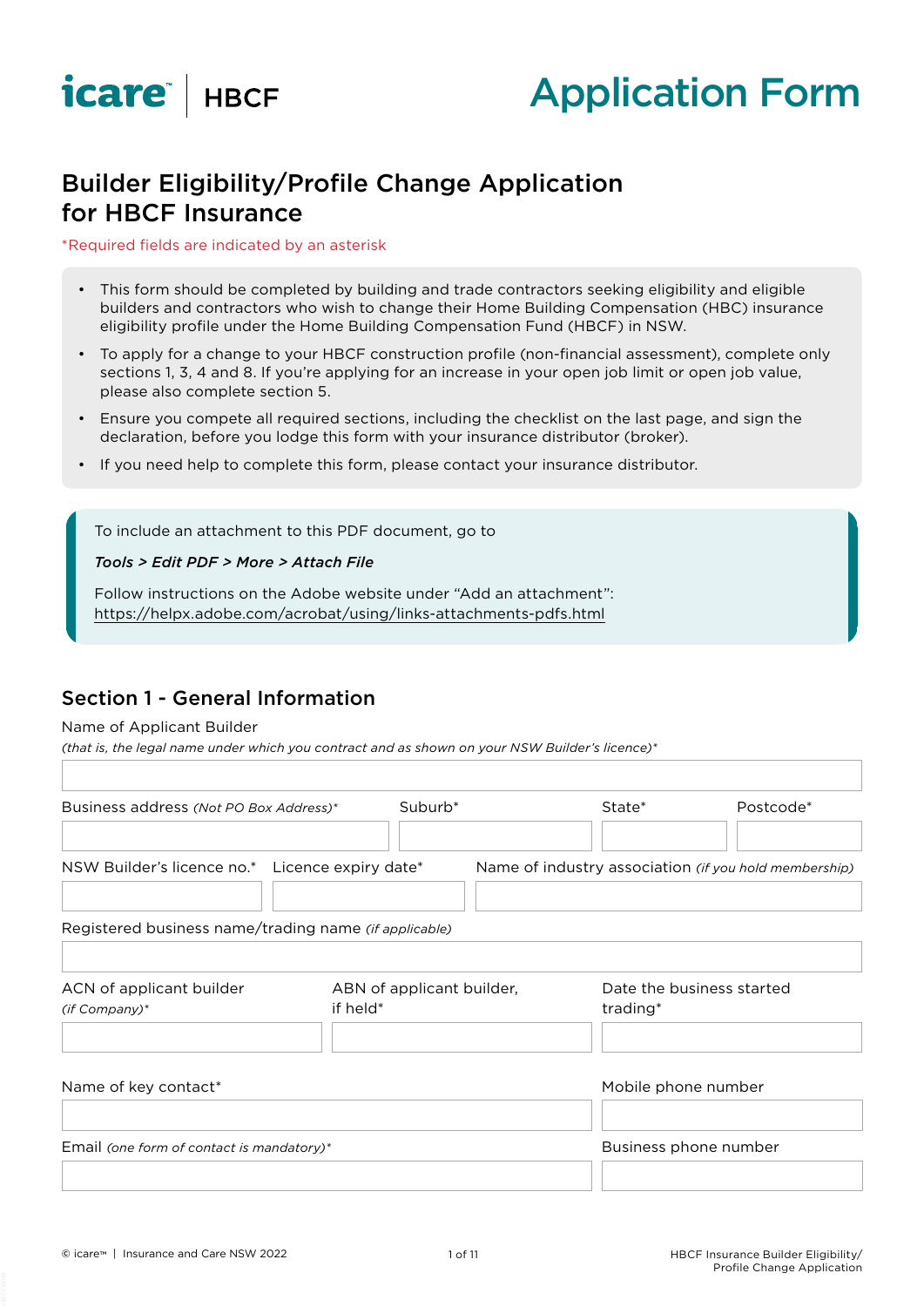icare™ | HBCF

# Application Form

## Builder Eligibility/Profile Change Application for HBCF Insurance

*Required fields are indicated by an asterisk

- This form should be completed by building and trade contractors seeking eligibility and eligible builders and contractors who wish to change their Home Building Compensation (HBC) insurance eligibility profile under the Home Building Compensation Fund (HBCF) in NSW.
- To apply for a change to your HBCF construction profile (non-financial assessment), complete only sections 1, 3, 4 and 8. If you're applying for an increase in your open job limit or open job value, please also complete section 5.
- Ensure you compete all required sections, including the checklist on the last page, and sign the declaration, before you lodge this form with your insurance distributor (broker).
- If you need help to complete this form, please contact your insurance distributor.

To include an attachment to this PDF document, go to

***Tools > Edit PDF > More > Attach File***

Follow instructions on the Adobe website under "Add an attachment":
https://helpx.adobe.com/acrobat/using/links-attachments-pdfs.html

## Section 1 - General Information

Name of Applicant Builder
*(that is, the legal name under which you contract and as shown on your NSW Builder's licence)**

Business address *(Not PO Box Address)**

Suburb*

State*

Postcode*

NSW Builder's licence no.*

Licence expiry date*

Name of industry association *(if you hold membership)*

Registered business name/trading name *(if applicable)*

ACN of applicant builder *(if Company)**

ABN of applicant builder, if held*

Date the business started trading*

Name of key contact*

Mobile phone number

Email *(one form of contact is mandatory)**

Business phone number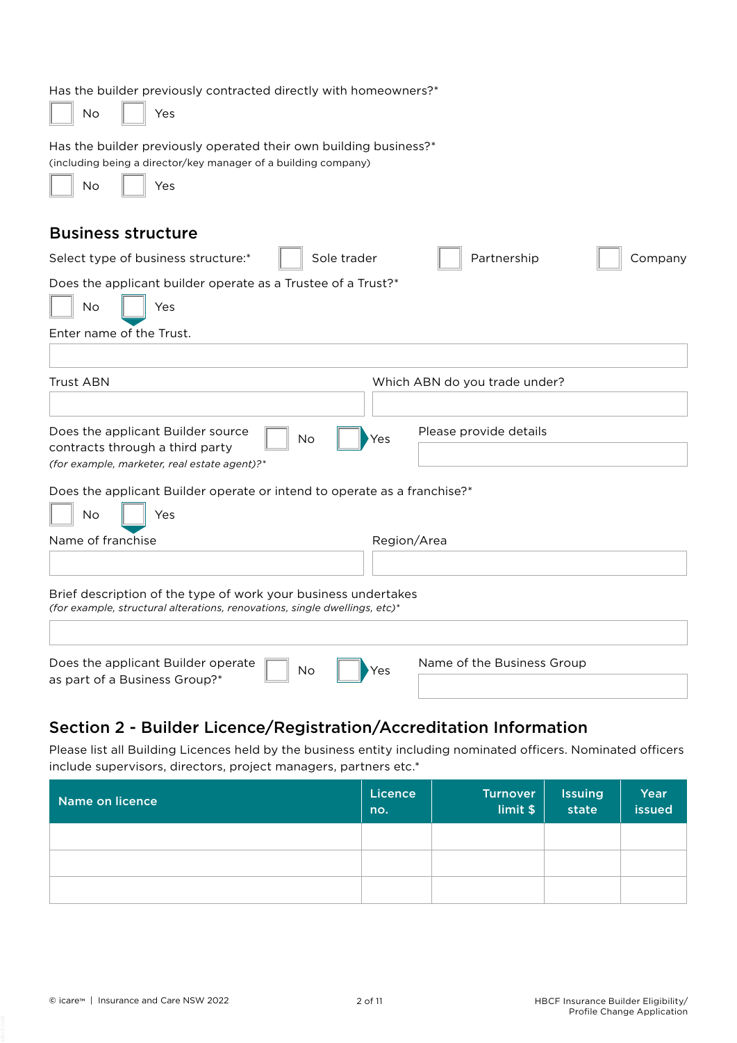Has the builder previously contracted directly with homeowners?*

☐ No ☐ Yes

Has the builder previously operated their own building business?*
(including being a director/key manager of a building company)

☐ No ☐ Yes

## Business structure

Select type of business structure:* ☐ Sole trader ☐ Partnership ☐ Company

Does the applicant builder operate as a Trustee of a Trust?*

☐ No ☐ Yes

Enter name of the Trust.

Trust ABN

Which ABN do you trade under?

Does the applicant Builder source contracts through a third party *(for example, marketer, real estate agent)?** ☐ No ☐ Yes

Please provide details

Does the applicant Builder operate or intend to operate as a franchise?*

☐ No ☐ Yes

Name of franchise

Region/Area

Brief description of the type of work your business undertakes
*(for example, structural alterations, renovations, single dwellings, etc)**

Does the applicant Builder operate as part of a Business Group?* ☐ No ☐ Yes

Name of the Business Group

## Section 2 - Builder Licence/Registration/Accreditation Information

Please list all Building Licences held by the business entity including nominated officers. Nominated officers include supervisors, directors, project managers, partners etc.*

| Name on licence | Licence no. | Turnover limit $ | Issuing state | Year issued |
|---|---|---|---|---|
| | | | | |
| | | | | |
| | | | | |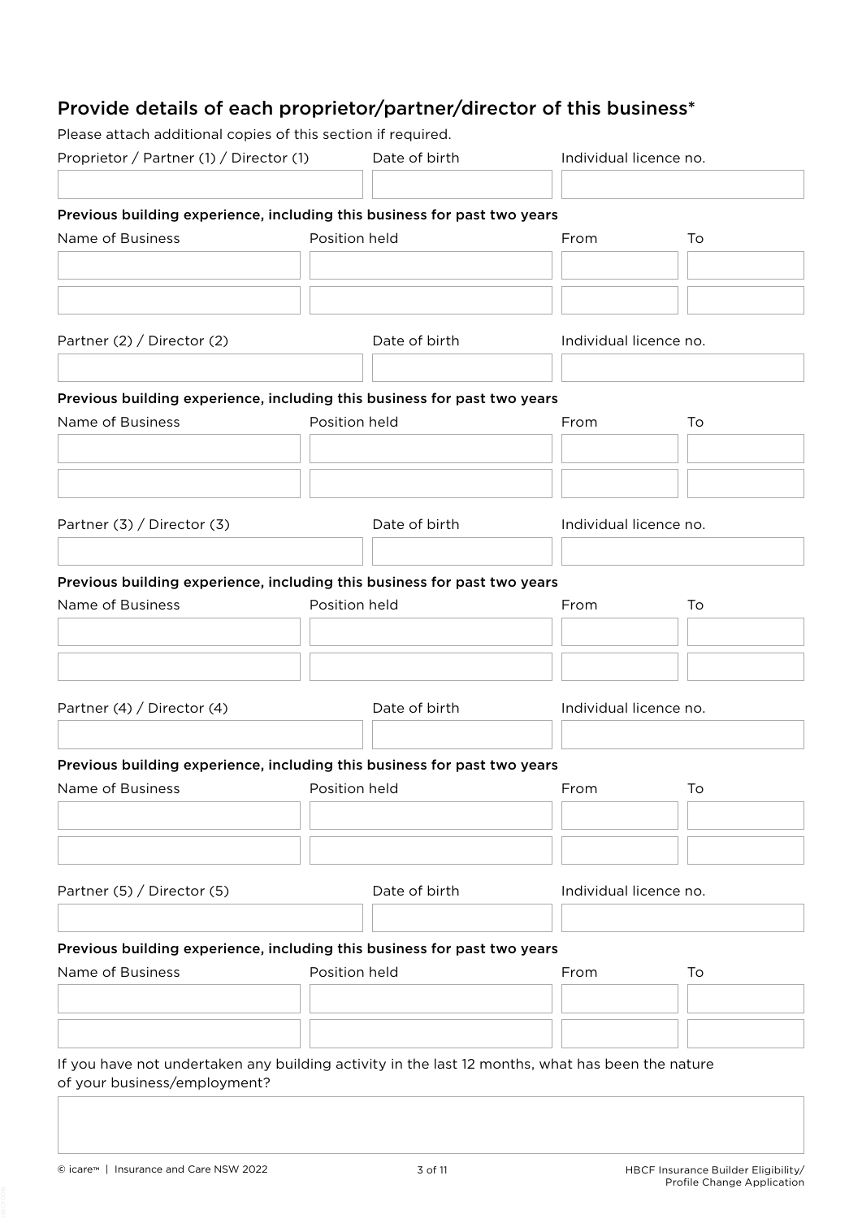## Provide details of each proprietor/partner/director of this business*

Please attach additional copies of this section if required.

| Proprietor / Partner (1) / Director (1) | Date of birth | Individual licence no. |
|---|---|---|
| | | |

**Previous building experience, including this business for past two years**

| Name of Business | Position held | From | To |
|---|---|---|---|
| | | | |
| | | | |

| Partner (2) / Director (2) | Date of birth | Individual licence no. |
|---|---|---|
| | | |

**Previous building experience, including this business for past two years**

| Name of Business | Position held | From | To |
|---|---|---|---|
| | | | |
| | | | |

| Partner (3) / Director (3) | Date of birth | Individual licence no. |
|---|---|---|
| | | |

**Previous building experience, including this business for past two years**

| Name of Business | Position held | From | To |
|---|---|---|---|
| | | | |
| | | | |

| Partner (4) / Director (4) | Date of birth | Individual licence no. |
|---|---|---|
| | | |

**Previous building experience, including this business for past two years**

| Name of Business | Position held | From | To |
|---|---|---|---|
| | | | |
| | | | |

| Partner (5) / Director (5) | Date of birth | Individual licence no. |
|---|---|---|
| | | |

**Previous building experience, including this business for past two years**

| Name of Business | Position held | From | To |
|---|---|---|---|
| | | | |
| | | | |

If you have not undertaken any building activity in the last 12 months, what has been the nature of your business/employment?

| |
|---|
| |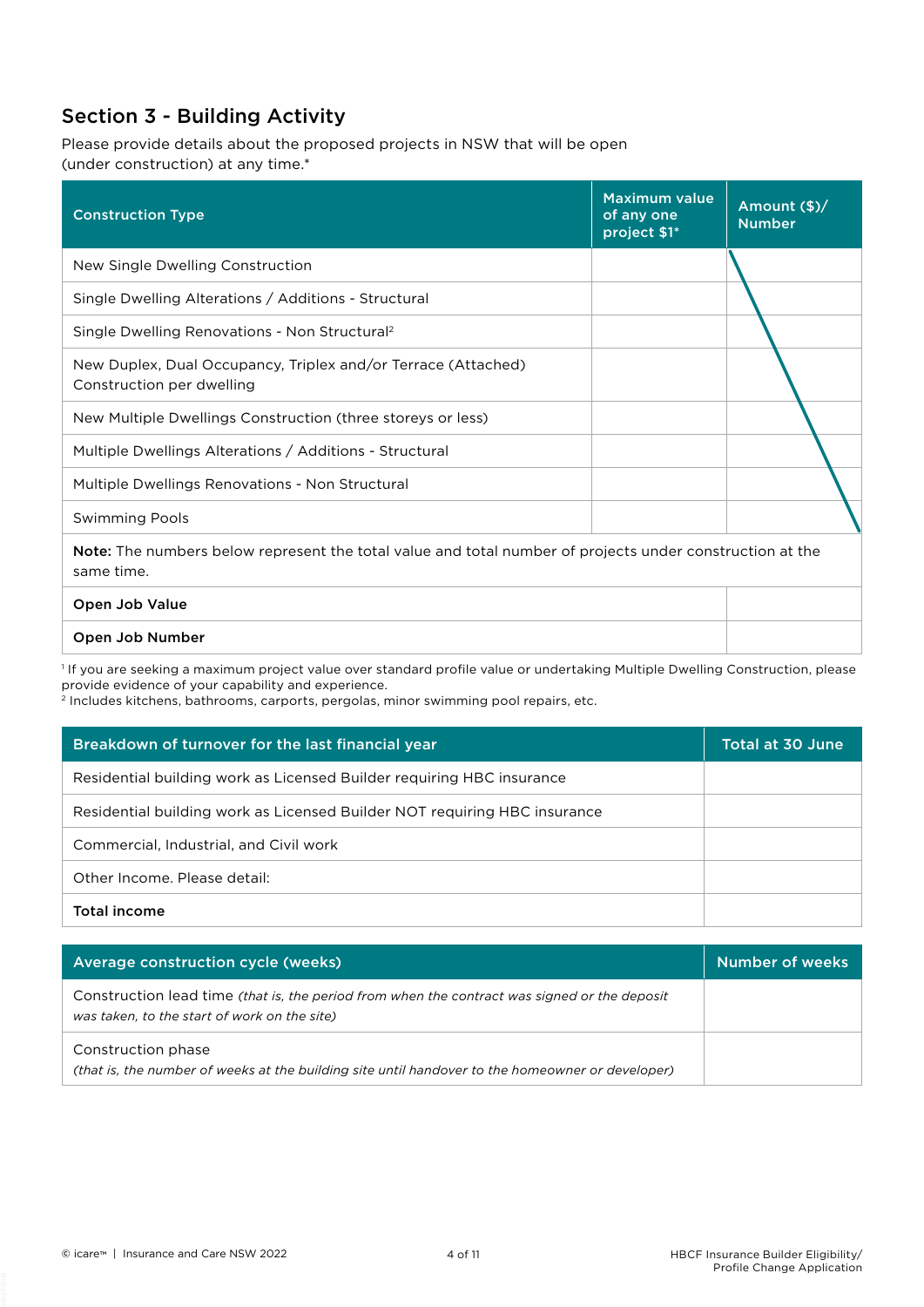## Section 3 - Building Activity

Please provide details about the proposed projects in NSW that will be open (under construction) at any time.*

| Construction Type | Maximum value of any one project $1* | Amount ($)/ Number |
|---|---|---|
| New Single Dwelling Construction | | |
| Single Dwelling Alterations / Additions - Structural | | |
| Single Dwelling Renovations - Non Structural[2] | | |
| New Duplex, Dual Occupancy, Triplex and/or Terrace (Attached) Construction per dwelling | | |
| New Multiple Dwellings Construction (three storeys or less) | | |
| Multiple Dwellings Alterations / Additions - Structural | | |
| Multiple Dwellings Renovations - Non Structural | | |
| Swimming Pools | | |
| **Note:** The numbers below represent the total value and total number of projects under construction at the same time. | | |
| **Open Job Value** | | |
| **Open Job Number** | | |

[1] If you are seeking a maximum project value over standard profile value or undertaking Multiple Dwelling Construction, please provide evidence of your capability and experience.
[2] Includes kitchens, bathrooms, carports, pergolas, minor swimming pool repairs, etc.

| Breakdown of turnover for the last financial year | Total at 30 June |
|---|---|
| Residential building work as Licensed Builder requiring HBC insurance | |
| Residential building work as Licensed Builder NOT requiring HBC insurance | |
| Commercial, Industrial, and Civil work | |
| Other Income. Please detail: | |
| **Total income** | |

| Average construction cycle (weeks) | Number of weeks |
|---|---|
| Construction lead time *(that is, the period from when the contract was signed or the deposit was taken, to the start of work on the site)* | |
| Construction phase *(that is, the number of weeks at the building site until handover to the homeowner or developer)* | |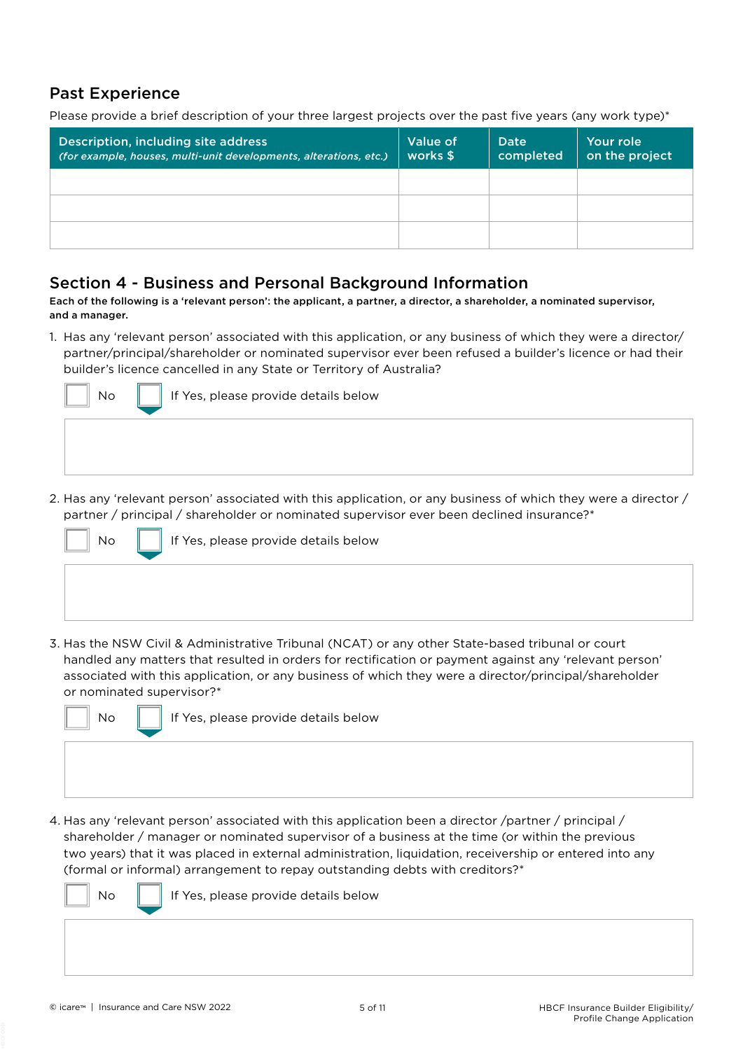## Past Experience

Please provide a brief description of your three largest projects over the past five years (any work type)*

| Description, including site address *(for example, houses, multi-unit developments, alterations, etc.)* | Value of works $ | Date completed | Your role on the project |
|---|---|---|---|
| | | | |
| | | | |
| | | | |

## Section 4 - Business and Personal Background Information

**Each of the following is a 'relevant person': the applicant, a partner, a director, a shareholder, a nominated supervisor, and a manager.**

1. Has any 'relevant person' associated with this application, or any business of which they were a director/partner/principal/shareholder or nominated supervisor ever been refused a builder's licence or had their builder's licence cancelled in any State or Territory of Australia?

   ☐ No ☐ If Yes, please provide details below

2. Has any 'relevant person' associated with this application, or any business of which they were a director / partner / principal / shareholder or nominated supervisor ever been declined insurance?*

   ☐ No ☐ If Yes, please provide details below

3. Has the NSW Civil & Administrative Tribunal (NCAT) or any other State-based tribunal or court handled any matters that resulted in orders for rectification or payment against any 'relevant person' associated with this application, or any business of which they were a director/principal/shareholder or nominated supervisor?*

   ☐ No ☐ If Yes, please provide details below

4. Has any 'relevant person' associated with this application been a director /partner / principal / shareholder / manager or nominated supervisor of a business at the time (or within the previous two years) that it was placed in external administration, liquidation, receivership or entered into any (formal or informal) arrangement to repay outstanding debts with creditors?*

   ☐ No ☐ If Yes, please provide details below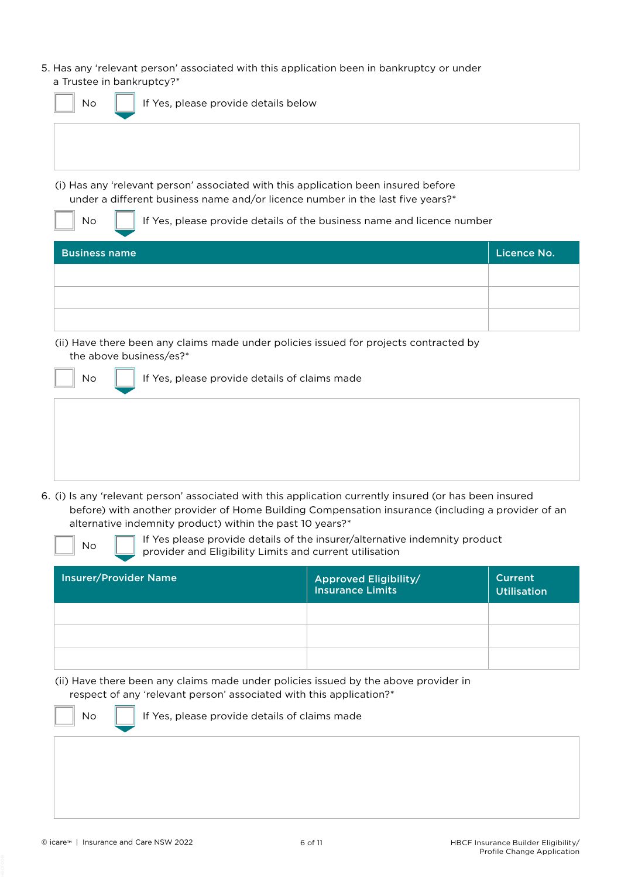5. Has any 'relevant person' associated with this application been in bankruptcy or under a Trustee in bankruptcy?*

☐ No ☐ If Yes, please provide details below

(i) Has any 'relevant person' associated with this application been insured before under a different business name and/or licence number in the last five years?*

☐ No ☐ If Yes, please provide details of the business name and licence number

| Business name | Licence No. |
|---|---|
| | |
| | |
| | |

(ii) Have there been any claims made under policies issued for projects contracted by the above business/es?*

☐ No ☐ If Yes, please provide details of claims made

6. (i) Is any 'relevant person' associated with this application currently insured (or has been insured before) with another provider of Home Building Compensation insurance (including a provider of an alternative indemnity product) within the past 10 years?*

☐ No ☐ If Yes please provide details of the insurer/alternative indemnity product provider and Eligibility Limits and current utilisation

| Insurer/Provider Name | Approved Eligibility/ Insurance Limits | Current Utilisation |
|---|---|---|
| | | |
| | | |
| | | |

(ii) Have there been any claims made under policies issued by the above provider in respect of any 'relevant person' associated with this application?*

☐ No ☐ If Yes, please provide details of claims made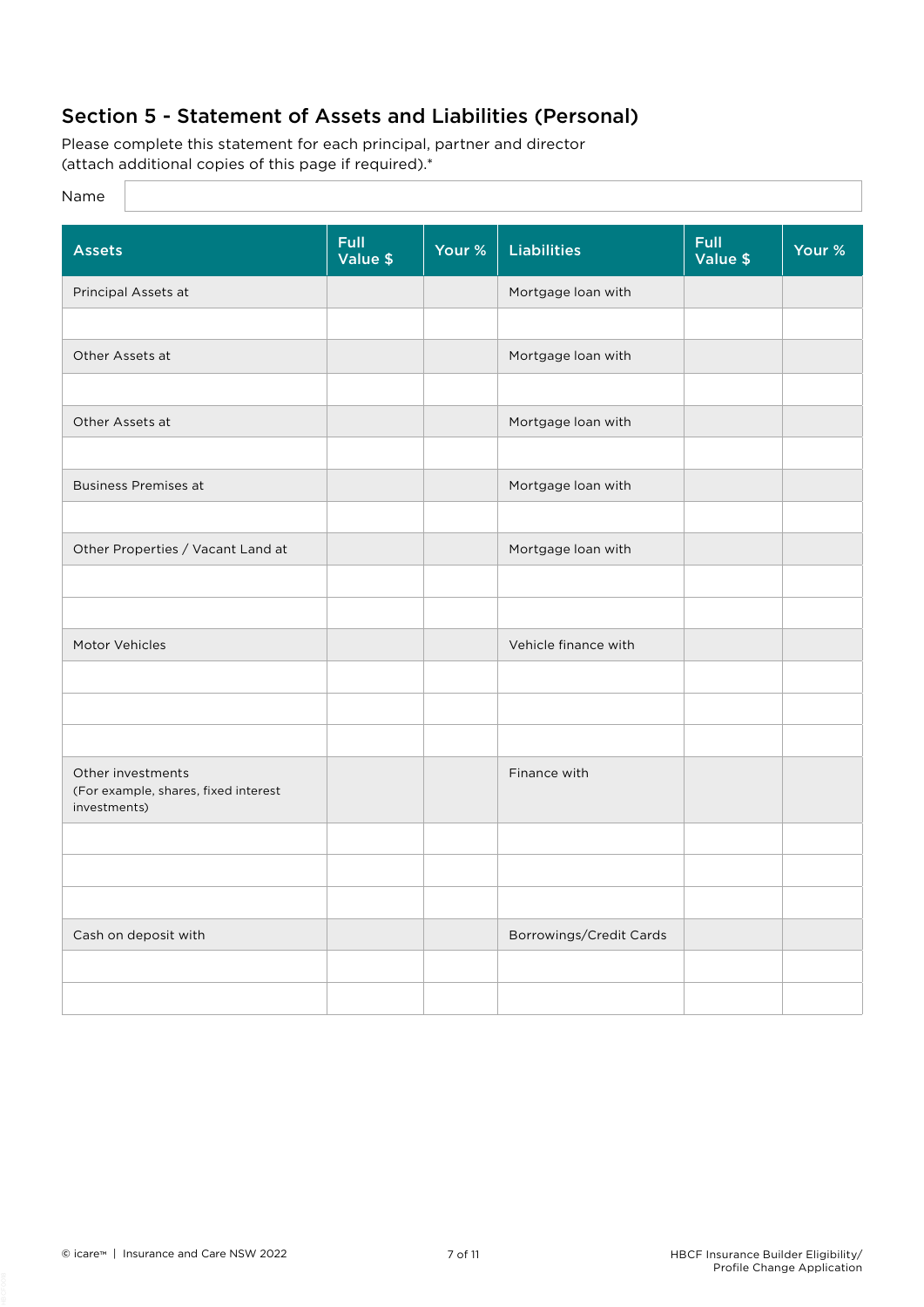## Section 5 - Statement of Assets and Liabilities (Personal)

Please complete this statement for each principal, partner and director (attach additional copies of this page if required).*

Name

| Assets | Full Value $ | Your % | Liabilities | Full Value $ | Your % |
|---|---|---|---|---|---|
| Principal Assets at | | | Mortgage loan with | | |
| | | | | | |
| Other Assets at | | | Mortgage loan with | | |
| | | | | | |
| Other Assets at | | | Mortgage loan with | | |
| | | | | | |
| Business Premises at | | | Mortgage loan with | | |
| | | | | | |
| Other Properties / Vacant Land at | | | Mortgage loan with | | |
| | | | | | |
| | | | | | |
| Motor Vehicles | | | Vehicle finance with | | |
| | | | | | |
| | | | | | |
| | | | | | |
| Other investments (For example, shares, fixed interest investments) | | | Finance with | | |
| | | | | | |
| | | | | | |
| | | | | | |
| Cash on deposit with | | | Borrowings/Credit Cards | | |
| | | | | | |
| | | | | | |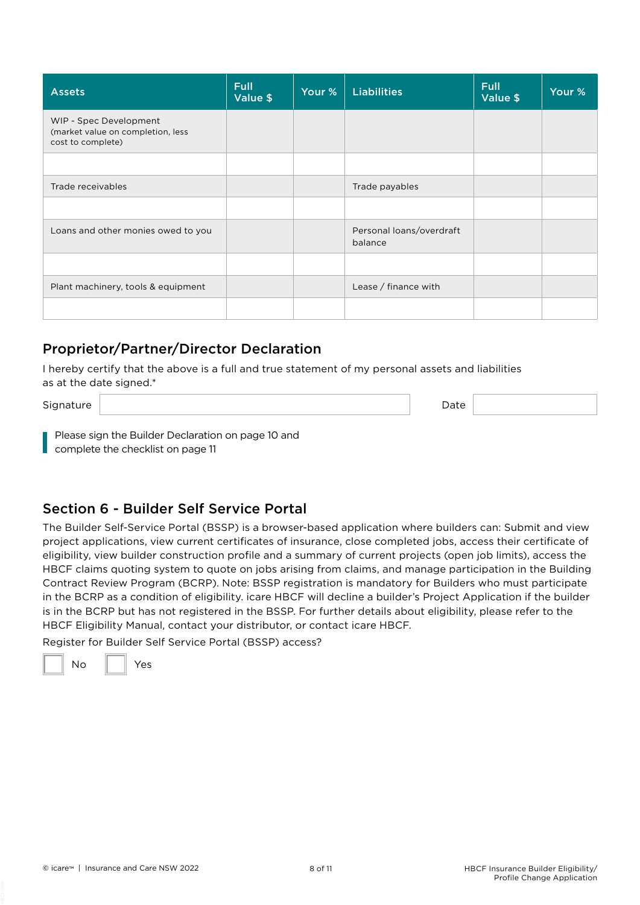| Assets | Full Value $ | Your % | Liabilities | Full Value $ | Your % |
|---|---|---|---|---|---|
| WIP - Spec Development (market value on completion, less cost to complete) | | | | | |
| | | | | | |
| Trade receivables | | | Trade payables | | |
| | | | | | |
| Loans and other monies owed to you | | | Personal loans/overdraft balance | | |
| | | | | | |
| Plant machinery, tools & equipment | | | Lease / finance with | | |
| | | | | | |

## Proprietor/Partner/Director Declaration

I hereby certify that the above is a full and true statement of my personal assets and liabilities as at the date signed.*

Signature ____________________ Date ____________

Please sign the Builder Declaration on page 10 and complete the checklist on page 11

## Section 6 - Builder Self Service Portal

The Builder Self-Service Portal (BSSP) is a browser-based application where builders can: Submit and view project applications, view current certificates of insurance, close completed jobs, access their certificate of eligibility, view builder construction profile and a summary of current projects (open job limits), access the HBCF claims quoting system to quote on jobs arising from claims, and manage participation in the Building Contract Review Program (BCRP). Note: BSSP registration is mandatory for Builders who must participate in the BCRP as a condition of eligibility. icare HBCF will decline a builder's Project Application if the builder is in the BCRP but has not registered in the BSSP. For further details about eligibility, please refer to the HBCF Eligibility Manual, contact your distributor, or contact icare HBCF.

Register for Builder Self Service Portal (BSSP) access?

☐ No ☐ Yes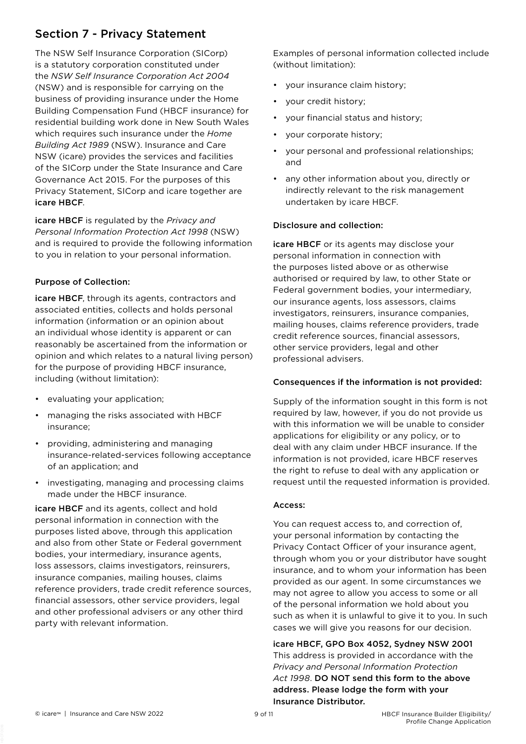## Section 7 - Privacy Statement

The NSW Self Insurance Corporation (SICorp) is a statutory corporation constituted under the *NSW Self Insurance Corporation Act 2004* (NSW) and is responsible for carrying on the business of providing insurance under the Home Building Compensation Fund (HBCF insurance) for residential building work done in New South Wales which requires such insurance under the *Home Building Act 1989* (NSW). Insurance and Care NSW (icare) provides the services and facilities of the SICorp under the State Insurance and Care Governance Act 2015. For the purposes of this Privacy Statement, SICorp and icare together are **icare HBCF**.

**icare HBCF** is regulated by the *Privacy and Personal Information Protection Act 1998* (NSW) and is required to provide the following information to you in relation to your personal information.

### Purpose of Collection:

**icare HBCF**, through its agents, contractors and associated entities, collects and holds personal information (information or an opinion about an individual whose identity is apparent or can reasonably be ascertained from the information or opinion and which relates to a natural living person) for the purpose of providing HBCF insurance, including (without limitation):

- evaluating your application;
- managing the risks associated with HBCF insurance;
- providing, administering and managing insurance-related-services following acceptance of an application; and
- investigating, managing and processing claims made under the HBCF insurance.

**icare HBCF** and its agents, collect and hold personal information in connection with the purposes listed above, through this application and also from other State or Federal government bodies, your intermediary, insurance agents, loss assessors, claims investigators, reinsurers, insurance companies, mailing houses, claims reference providers, trade credit reference sources, financial assessors, other service providers, legal and other professional advisers or any other third party with relevant information.

Examples of personal information collected include (without limitation):

- your insurance claim history;
- your credit history;
- your financial status and history;
- your corporate history;
- your personal and professional relationships; and
- any other information about you, directly or indirectly relevant to the risk management undertaken by icare HBCF.

### Disclosure and collection:

**icare HBCF** or its agents may disclose your personal information in connection with the purposes listed above or as otherwise authorised or required by law, to other State or Federal government bodies, your intermediary, our insurance agents, loss assessors, claims investigators, reinsurers, insurance companies, mailing houses, claims reference providers, trade credit reference sources, financial assessors, other service providers, legal and other professional advisers.

### Consequences if the information is not provided:

Supply of the information sought in this form is not required by law, however, if you do not provide us with this information we will be unable to consider applications for eligibility or any policy, or to deal with any claim under HBCF insurance. If the information is not provided, icare HBCF reserves the right to refuse to deal with any application or request until the requested information is provided.

### Access:

You can request access to, and correction of, your personal information by contacting the Privacy Contact Officer of your insurance agent, through whom you or your distributor have sought insurance, and to whom your information has been provided as our agent. In some circumstances we may not agree to allow you access to some or all of the personal information we hold about you such as when it is unlawful to give it to you. In such cases we will give you reasons for our decision.

**icare HBCF, GPO Box 4052, Sydney NSW 2001**
This address is provided in accordance with the *Privacy and Personal Information Protection Act 1998*. **DO NOT send this form to the above address. Please lodge the form with your Insurance Distributor.**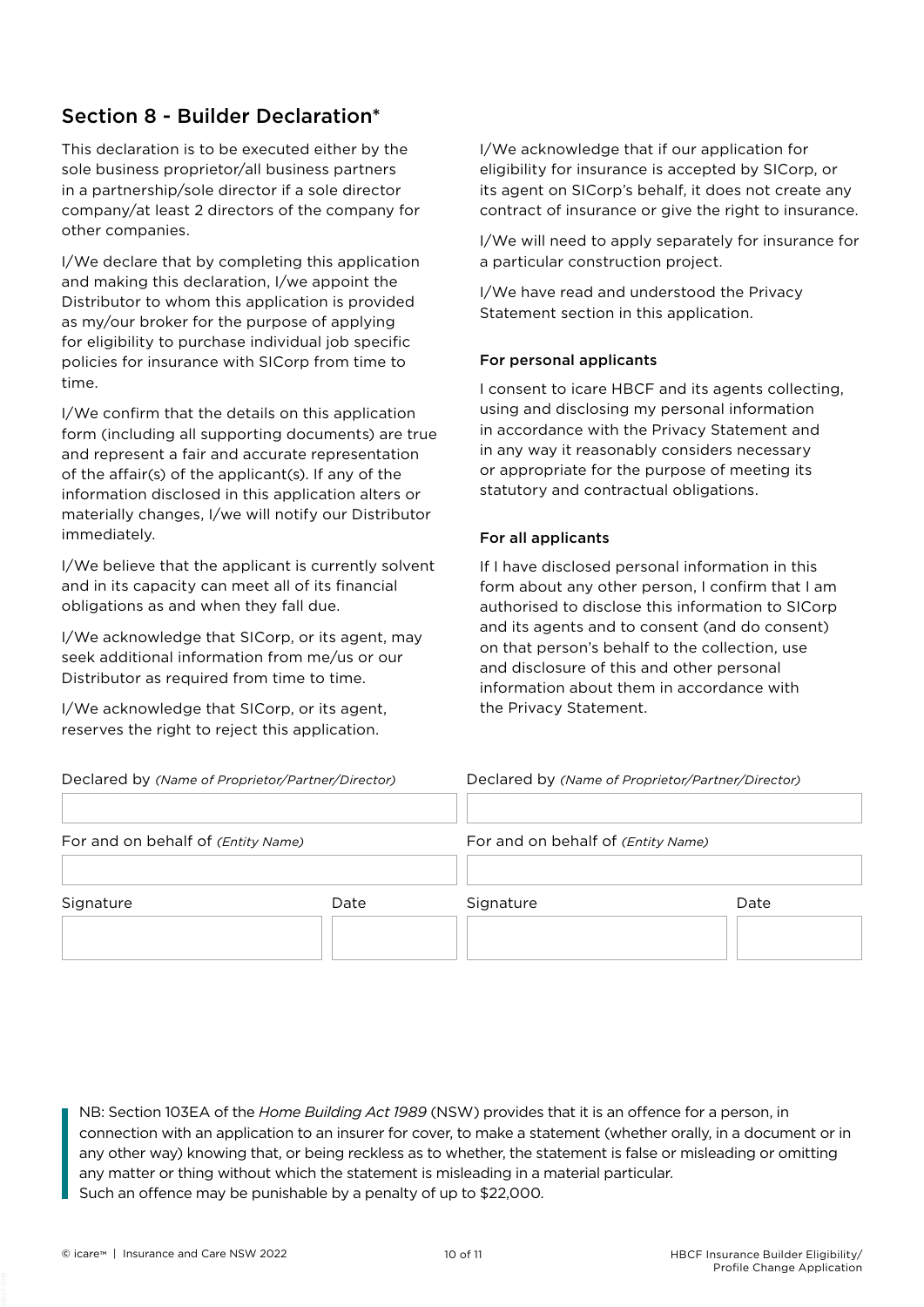## Section 8 - Builder Declaration*

This declaration is to be executed either by the sole business proprietor/all business partners in a partnership/sole director if a sole director company/at least 2 directors of the company for other companies.

I/We declare that by completing this application and making this declaration, I/we appoint the Distributor to whom this application is provided as my/our broker for the purpose of applying for eligibility to purchase individual job specific policies for insurance with SICorp from time to time.

I/We confirm that the details on this application form (including all supporting documents) are true and represent a fair and accurate representation of the affair(s) of the applicant(s). If any of the information disclosed in this application alters or materially changes, I/we will notify our Distributor immediately.

I/We believe that the applicant is currently solvent and in its capacity can meet all of its financial obligations as and when they fall due.

I/We acknowledge that SICorp, or its agent, may seek additional information from me/us or our Distributor as required from time to time.

I/We acknowledge that SICorp, or its agent, reserves the right to reject this application.

I/We acknowledge that if our application for eligibility for insurance is accepted by SICorp, or its agent on SICorp's behalf, it does not create any contract of insurance or give the right to insurance.

I/We will need to apply separately for insurance for a particular construction project.

I/We have read and understood the Privacy Statement section in this application.

#### For personal applicants

I consent to icare HBCF and its agents collecting, using and disclosing my personal information in accordance with the Privacy Statement and in any way it reasonably considers necessary or appropriate for the purpose of meeting its statutory and contractual obligations.

#### For all applicants

If I have disclosed personal information in this form about any other person, I confirm that I am authorised to disclose this information to SICorp and its agents and to consent (and do consent) on that person's behalf to the collection, use and disclosure of this and other personal information about them in accordance with the Privacy Statement.

| Declared by *(Name of Proprietor/Partner/Director)* | | Declared by *(Name of Proprietor/Partner/Director)* | |
|---|---|---|---|
| | | | |
| For and on behalf of *(Entity Name)* | | For and on behalf of *(Entity Name)* | |
| | | | |
| Signature | Date | Signature | Date |
| | | | |

NB: Section 103EA of the *Home Building Act 1989* (NSW) provides that it is an offence for a person, in connection with an application to an insurer for cover, to make a statement (whether orally, in a document or in any other way) knowing that, or being reckless as to whether, the statement is false or misleading or omitting any matter or thing without which the statement is misleading in a material particular.
Such an offence may be punishable by a penalty of up to $22,000.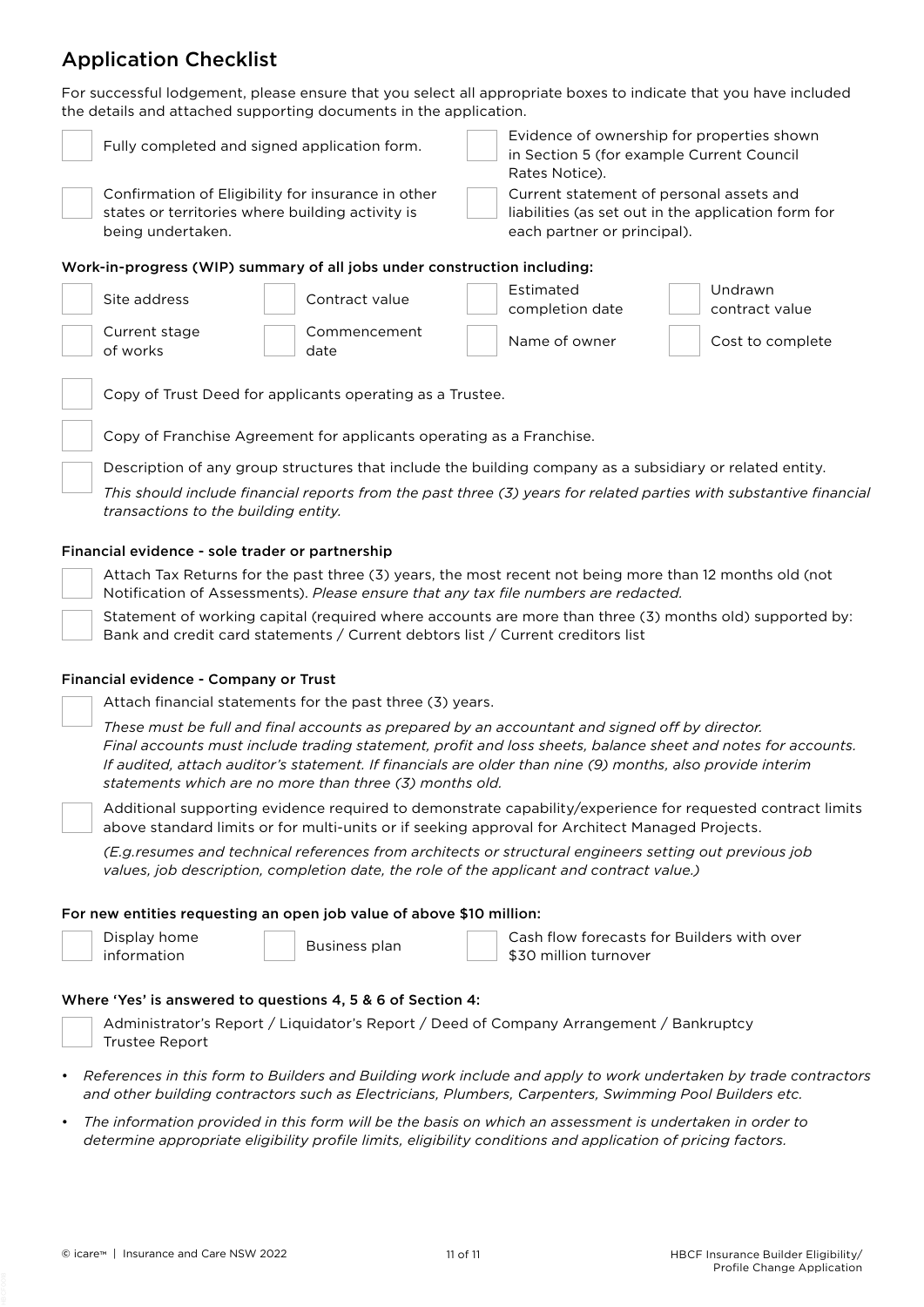## Application Checklist

For successful lodgement, please ensure that you select all appropriate boxes to indicate that you have included the details and attached supporting documents in the application.

- ☐ Fully completed and signed application form.
- ☐ Confirmation of Eligibility for insurance in other states or territories where building activity is being undertaken.
- ☐ Evidence of ownership for properties shown in Section 5 (for example Current Council Rates Notice).
- ☐ Current statement of personal assets and liabilities (as set out in the application form for each partner or principal).

### Work-in-progress (WIP) summary of all jobs under construction including:

- ☐ Site address
- ☐ Contract value
- ☐ Estimated completion date
- ☐ Undrawn contract value
- ☐ Current stage of works
- ☐ Commencement date
- ☐ Name of owner
- ☐ Cost to complete

- ☐ Copy of Trust Deed for applicants operating as a Trustee.
- ☐ Copy of Franchise Agreement for applicants operating as a Franchise.
- ☐ Description of any group structures that include the building company as a subsidiary or related entity.

  *This should include financial reports from the past three (3) years for related parties with substantive financial transactions to the building entity.*

### Financial evidence - sole trader or partnership

- ☐ Attach Tax Returns for the past three (3) years, the most recent not being more than 12 months old (not Notification of Assessments). *Please ensure that any tax file numbers are redacted.*
- ☐ Statement of working capital (required where accounts are more than three (3) months old) supported by: Bank and credit card statements / Current debtors list / Current creditors list

### Financial evidence - Company or Trust

- ☐ Attach financial statements for the past three (3) years.

  *These must be full and final accounts as prepared by an accountant and signed off by director. Final accounts must include trading statement, profit and loss sheets, balance sheet and notes for accounts. If audited, attach auditor's statement. If financials are older than nine (9) months, also provide interim statements which are no more than three (3) months old.*

- ☐ Additional supporting evidence required to demonstrate capability/experience for requested contract limits above standard limits or for multi-units or if seeking approval for Architect Managed Projects.

  *(E.g.resumes and technical references from architects or structural engineers setting out previous job values, job description, completion date, the role of the applicant and contract value.)*

### For new entities requesting an open job value of above $10 million:

- ☐ Display home information
- ☐ Business plan
- ☐ Cash flow forecasts for Builders with over $30 million turnover

### Where 'Yes' is answered to questions 4, 5 & 6 of Section 4:

- ☐ Administrator's Report / Liquidator's Report / Deed of Company Arrangement / Bankruptcy Trustee Report

- *References in this form to Builders and Building work include and apply to work undertaken by trade contractors and other building contractors such as Electricians, Plumbers, Carpenters, Swimming Pool Builders etc.*
- *The information provided in this form will be the basis on which an assessment is undertaken in order to determine appropriate eligibility profile limits, eligibility conditions and application of pricing factors.*